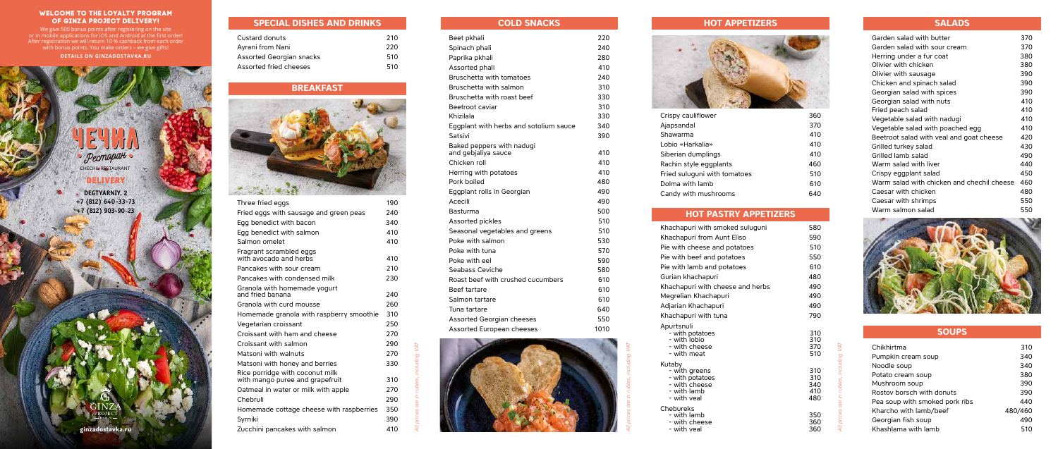## WELCOME TO THE LOYALTY PROGRAM OF GINZA PROJECT DELIVERY!

We give 500 bonus points after registering on the site or in mobile applications for iOS and Android at the first order! After registration we will return 10% cashback from each order with bonus points. You make orders – we give gifts!

**DETAILS ON GINZADOSTAVKA.RU**

ЧЕЧИЛ Ресторан
CHECHIL RESTAURANT

DELIVERY

DEGTYARNIY, 2
+7 (812) 640-33-73
+7 (812) 903-90-23

ginzadostavka.ru

## SPECIAL DISHES AND DRINKS

| Dish | Price |
|---|---|
| Custard donuts | 210 |
| Ayrani from Nani | 220 |
| Assorted Georgian snacks | 510 |
| Assorted fried cheeses | 510 |

## BREAKFAST

| Dish | Price |
|---|---|
| Three fried eggs | 190 |
| Fried eggs with sausage and green peas | 240 |
| Egg benedict with bacon | 340 |
| Egg benedict with salmon | 410 |
| Salmon omelet | 410 |
| Fragrant scrambled eggs with avocado and herbs | 410 |
| Pancakes with sour cream | 210 |
| Pancakes with condensed milk | 230 |
| Granola with homemade yogurt and fried banana | 240 |
| Granola with curd mousse | 260 |
| Homemade granola with raspberry smoothie | 310 |
| Vegetarian croissant | 250 |
| Croissant with ham and cheese | 270 |
| Croissant with salmon | 290 |
| Matsoni with walnuts | 270 |
| Matsoni with honey and berries | 330 |
| Rice porridge with coconut milk with mango puree and grapefruit | 310 |
| Oatmeal in water or milk with apple | 270 |
| Chebruli | 290 |
| Homemade cottage cheese with raspberries | 350 |
| Syrniki | 390 |
| Zucchini pancakes with salmon | 410 |

*All prices are in rubles, including VAT*

## COLD SNACKS

| Dish | Price |
|---|---|
| Beet pkhali | 220 |
| Spinach phali | 240 |
| Paprika pkhali | 280 |
| Assorted phali | 410 |
| Bruschetta with tomatoes | 240 |
| Bruschetta with salmon | 310 |
| Bruschetta with roast beef | 330 |
| Beetroot caviar | 310 |
| Khizilala | 330 |
| Eggplant with herbs and sotolium sauce | 340 |
| Satsivi | 390 |
| Baked peppers with nadugi and gebjaliya sauce | 410 |
| Chicken roll | 410 |
| Herring with potatoes | 410 |
| Pork boiled | 480 |
| Eggplant rolls in Georgian | 490 |
| Acecili | 490 |
| Basturma | 500 |
| Assorted pickles | 510 |
| Seasonal vegetables and greens | 510 |
| Poke with salmon | 530 |
| Poke with tuna | 570 |
| Poke with eel | 590 |
| Seabass Ceviche | 580 |
| Roast beef with crushed cucumbers | 610 |
| Beef tartare | 610 |
| Salmon tartare | 610 |
| Tuna tartare | 640 |
| Assorted Georgian cheeses | 550 |
| Assorted European cheeses | 1010 |

*All prices are in rubles, including VAT*

## HOT APPETIZERS

| Dish | Price |
|---|---|
| Crispy cauliflower | 360 |
| Ajapsandal | 370 |
| Shawarma | 410 |
| Lobio «Harkalia» | 410 |
| Siberian dumplings | 410 |
| Rachin style eggplants | 460 |
| Fried suluguni with tomatoes | 510 |
| Dolma with lamb | 610 |
| Candy with mushrooms | 640 |

## HOT PASTRY APPETIZERS

| Dish | Price |
|---|---|
| Khachapuri with smoked suluguni | 580 |
| Khachapuri from Aunt Eliso | 590 |
| Pie with cheese and potatoes | 510 |
| Pie with beef and potatoes | 550 |
| Pie with lamb and potatoes | 610 |
| Gurian khachapuri | 480 |
| Khachapuri with cheese and herbs | 490 |
| Megrelian Khachapuri | 490 |
| Adjarian Khachapuri | 490 |
| Khachapuri with tuna | 790 |
| Apurtsnuli | |
| - with potatoes | 310 |
| - with lobio | 310 |
| - with cheese | 370 |
| - with meat | 510 |
| Kutaby | |
| - with greens | 310 |
| - with potatoes | 310 |
| - with cheese | 340 |
| - with lamb | 410 |
| - with veal | 480 |
| Chebureks | |
| - with lamb | 350 |
| - with cheese | 360 |
| - with veal | 360 |

*All prices are in rubles, including VAT*

## SALADS

| Dish | Price |
|---|---|
| Garden salad with butter | 370 |
| Garden salad with sour cream | 370 |
| Herring under a fur coat | 380 |
| Olivier with chicken | 380 |
| Olivier with sausage | 390 |
| Chicken and spinach salad | 390 |
| Georgian salad with spices | 390 |
| Georgian salad with nuts | 410 |
| Fried peach salad | 410 |
| Vegetable salad with nadugi | 410 |
| Vegetable salad with poached egg | 410 |
| Beetroot salad with veal and goat cheese | 420 |
| Grilled turkey salad | 430 |
| Grilled lamb salad | 490 |
| Warm salad with liver | 440 |
| Crispy eggplant salad | 450 |
| Warm salad with chicken and chechil cheese | 460 |
| Caesar with chicken | 480 |
| Caesar with shrimps | 550 |
| Warm salmon salad | 550 |

## SOUPS

| Dish | Price |
|---|---|
| Chikhirtma | 310 |
| Pumpkin cream soup | 340 |
| Noodle soup | 340 |
| Potato cream soup | 380 |
| Mushroom soup | 390 |
| Rostov borsch with donuts | 390 |
| Pea soup with smoked pork ribs | 440 |
| Kharcho with lamb/beef | 480/460 |
| Georgian fish soup | 490 |
| Khashlama with lamb | 510 |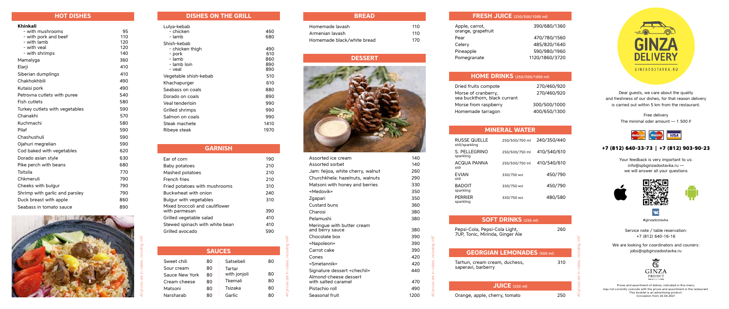## HOT DISHES

| | |
|---|---|
| **Khinkali** | |
| - with mushrooms | 95 |
| - with pork and beef | 110 |
| - with lamb | 120 |
| - with veal | 120 |
| - with shrimps | 140 |
| Mamalyga | 360 |
| Elarji | 410 |
| Siberian dumplings | 410 |
| Chakhokhbili | 490 |
| Kutaisi pork | 490 |
| Petrovna cutlets with puree | 540 |
| Fish cutlets | 580 |
| Turkey cutlets with vegetables | 590 |
| Chanakhi | 570 |
| Kuchmachi | 580 |
| Pilaf | 590 |
| Chashushuli | 590 |
| Ojahuri megrelian | 590 |
| Cod baked with vegetables | 620 |
| Dorado asian style | 630 |
| Pike perch with beans | 680 |
| Tsitsila | 770 |
| Chkmeruli | 790 |
| Cheeks with bulgur | 790 |
| Shrimp with garlic and parsley | 790 |
| Duck breast with apple | 860 |
| Seabass in tomato sauce | 890 |

*All prices are in rubles, including VAT*

## DISHES ON THE GRILL

| | |
|---|---|
| Lulya-kebab | |
| - chicken | 460 |
| - lamb | 680 |
| Shish-kebab | |
| - chicken thigh | 490 |
| - pork | 610 |
| - lamb | 860 |
| - lamb loin | 890 |
| - veal | 890 |
| Vegetable shish-kebab | 510 |
| Khachapurger | 610 |
| Seabass on coals | 880 |
| Dorado on coals | 890 |
| Veal tenderloin | 990 |
| Grilled shrimps | 990 |
| Salmon on coals | 990 |
| Steak machete | 1410 |
| Ribeye steak | 1970 |

## GARNISH

| | |
|---|---|
| Ear of corn | 190 |
| Baby potatoes | 210 |
| Mashed potatoes | 210 |
| French fries | 210 |
| Fried potatoes with mushrooms | 310 |
| Buckwheat with onion | 240 |
| Bulgur with vegetables | 310 |
| Mixed broccoli and cauliflower with parmesan | 390 |
| Grilled vegetable salad | 410 |
| Stewed spinach with white bean | 410 |
| Grilled avocado | 590 |

## SAUCES

| | | | |
|---|---|---|---|
| Sweet chili | 80 | Satsebeli | 80 |
| Sour cream | 80 | Tartar with jonjoli | 80 |
| Sauce New York | 80 | Tkemali | 80 |
| Cream cheese | 80 | Tsizaka | 80 |
| Matsoni | 80 | Garlic | 80 |
| Narsharab | 80 | | |

*All prices are in rubles, including VAT*

## BREAD

| | |
|---|---|
| Homemade lavash | 110 |
| Armenian lavash | 110 |
| Homemade black/white bread | 170 |

## DESSERT

| | |
|---|---|
| Assorted ice cream | 140 |
| Assorted sorbet | 140 |
| Jam: feijoa, white cherry, walnut | 260 |
| Churchkhela: hazelnuts, walnuts | 290 |
| Matsoni with honey and berries | 330 |
| «Medovik» | 350 |
| Zgapari | 350 |
| Custard buns | 360 |
| Charosi | 380 |
| Pelamushi | 380 |
| Meringue with butter cream and berry sauce | 380 |
| Chocolate box | 390 |
| «Napoleon» | 390 |
| Carrot cake | 390 |
| Cones | 420 |
| «Smetannik» | 420 |
| Signature dessert «chechil» | 440 |
| Almond-cheese dessert with salted caramel | 470 |
| Pistachio roll | 490 |
| Seasonal fruit | 1200 |

*All prices are in rubles, including VAT*

## FRESH JUICE (250/500/1000 ml)

| | |
|---|---|
| Apple, carrot, orange, grapefruit | 390/680/1360 |
| Pear | 470/780/1560 |
| Celery | 485/820/1640 |
| Pineapple | 590/980/1960 |
| Pomegranate | 1120/1860/3720 |

## HOME DRINKS (250/500/1000 ml)

| | |
|---|---|
| Dried fruits compote | 270/460/920 |
| Morse of cranberry, sea buckthorn, black currant | 270/460/920 |
| Morse from raspberry | 300/500/1000 |
| Homemade tarragon | 400/650/1300 |

## MINERAL WATER

| | | |
|---|---|---|
| RUSSE QUELLE still/sparkling | 250/500/700 ml | 240/350/440 |
| S. PELLEGRINO sparkling | 250/500/750 ml | 410/540/610 |
| ACQUA PANNA still | 250/500/750 ml | 410/540/610 |
| EVIAN still | 330/750 мл | 450/790 |
| BADOIT sparkling | 330/750 мл | 450/790 |
| PERRIER sparkling | 330/750 мл | 480/580 |

## SOFT DRINKS (250 ml)

| | |
|---|---|
| Pepsi-Cola, Pepsi-Cola Light, 7UP, Tonic, Mirinda, Ginger Ale | 260 |

## GEORGIAN LEMONADES (500 ml)

| | |
|---|---|
| Tarhun, cream cream, duchess, saperavi, barberry | 310 |

## JUICE (250 ml)

| | |
|---|---|
| Orange, apple, cherry, tomato | 250 |

*All prices are in rubles, including VAT*

GINZA DELIVERY

GINZADOSTAVKA.RU

Dear guests, we care about the quality and freshness of our dishes, for that reason delivery is carried out within 5 km from the restaurant.

Free delivery
The minimal oder amount — 1 500 ₽

**+7 (812) 640-33-73 | +7 (812) 903-90-23**

Your feedback is very important to us:
info@spbginzadostavka.ru —
we will answer all your questions

#ginzadostavka

Service note / table reservation:
+7 (812) 640-16-16

We are looking for coordinators and couriers:
jobs@spbginzadostavka.ru

GINZA PROJECT

Prices and assortment of dishes, indicated in this menu, may not currently coincide with the prices and assortment in the restaurant. This booklet is an advertising product. Circulation from 20.04.2021.